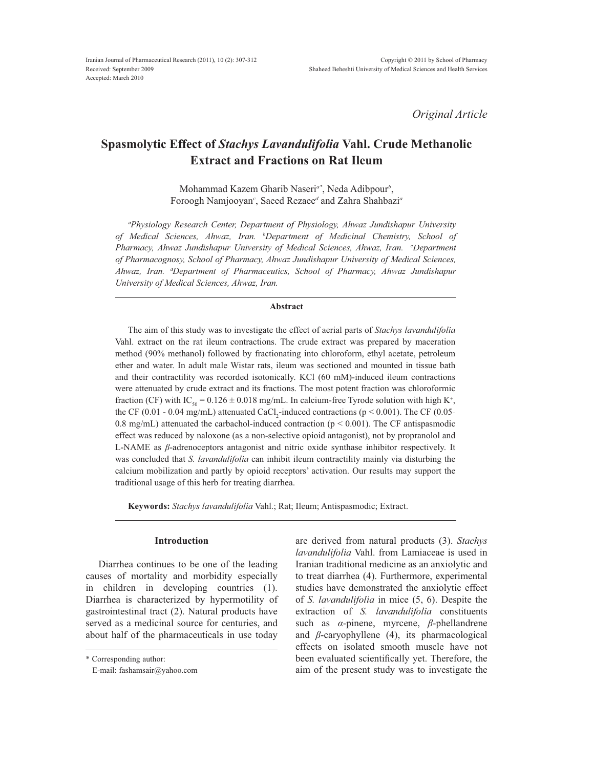Received: September 2009
Accepted: March 2010

*Original Article*

# Spasmolytic Effect of *Stachys Lavandulifolia* Vahl. Crude Methanolic Extract and Fractions on Rat Ileum

Mohammad Kazem Gharib Naseri[a*], Neda Adibpour[b], Foroogh Namjooyan[c], Saeed Rezaee[d] and Zahra Shahbazi[a]

*[a]Physiology Research Center, Department of Physiology, Ahwaz Jundishapur University of Medical Sciences, Ahwaz, Iran. [b]Department of Medicinal Chemistry, School of Pharmacy, Ahwaz Jundishapur University of Medical Sciences, Ahwaz, Iran. [c]Department of Pharmacognosy, School of Pharmacy, Ahwaz Jundishapur University of Medical Sciences, Ahwaz, Iran. [d]Department of Pharmaceutics, School of Pharmacy, Ahwaz Jundishapur University of Medical Sciences, Ahwaz, Iran.*

## Abstract

The aim of this study was to investigate the effect of aerial parts of *Stachys lavandulifolia* Vahl. extract on the rat ileum contractions. The crude extract was prepared by maceration method (90% methanol) followed by fractionating into chloroform, ethyl acetate, petroleum ether and water. In adult male Wistar rats, ileum was sectioned and mounted in tissue bath and their contractility was recorded isotonically. KCl (60 mM)-induced ileum contractions were attenuated by crude extract and its fractions. The most potent fraction was chloroformic fraction (CF) with $IC_{50} = 0.126 \pm 0.018$ mg/mL. In calcium-free Tyrode solution with high $K^+$, the CF (0.01 - 0.04 mg/mL) attenuated $CaCl_2$-induced contractions ($p < 0.001$). The CF (0.05-0.8 mg/mL) attenuated the carbachol-induced contraction ($p < 0.001$). The CF antispasmodic effect was reduced by naloxone (as a non-selective opioid antagonist), not by propranolol and L-NAME as *β*-adrenoceptors antagonist and nitric oxide synthase inhibitor respectively. It was concluded that *S. lavandulifolia* can inhibit ileum contractility mainly via disturbing the calcium mobilization and partly by opioid receptors' activation. Our results may support the traditional usage of this herb for treating diarrhea.

**Keywords:** *Stachys lavandulifolia* Vahl.; Rat; Ileum; Antispasmodic; Extract.

## Introduction

Diarrhea continues to be one of the leading causes of mortality and morbidity especially in children in developing countries (1). Diarrhea is characterized by hypermotility of gastrointestinal tract (2). Natural products have served as a medicinal source for centuries, and about half of the pharmaceuticals in use today are derived from natural products (3). *Stachys lavandulifolia* Vahl. from Lamiaceae is used in Iranian traditional medicine as an anxiolytic and to treat diarrhea (4). Furthermore, experimental studies have demonstrated the anxiolytic effect of *S. lavandulifolia* in mice (5, 6). Despite the extraction of *S. lavandulifolia* constituents such as *α*-pinene, myrcene, *β*-phellandrene and *β*-caryophyllene (4), its pharmacological effects on isolated smooth muscle have not been evaluated scientifically yet. Therefore, the aim of the present study was to investigate the

\* Corresponding author:
E-mail: fashamsair@yahoo.com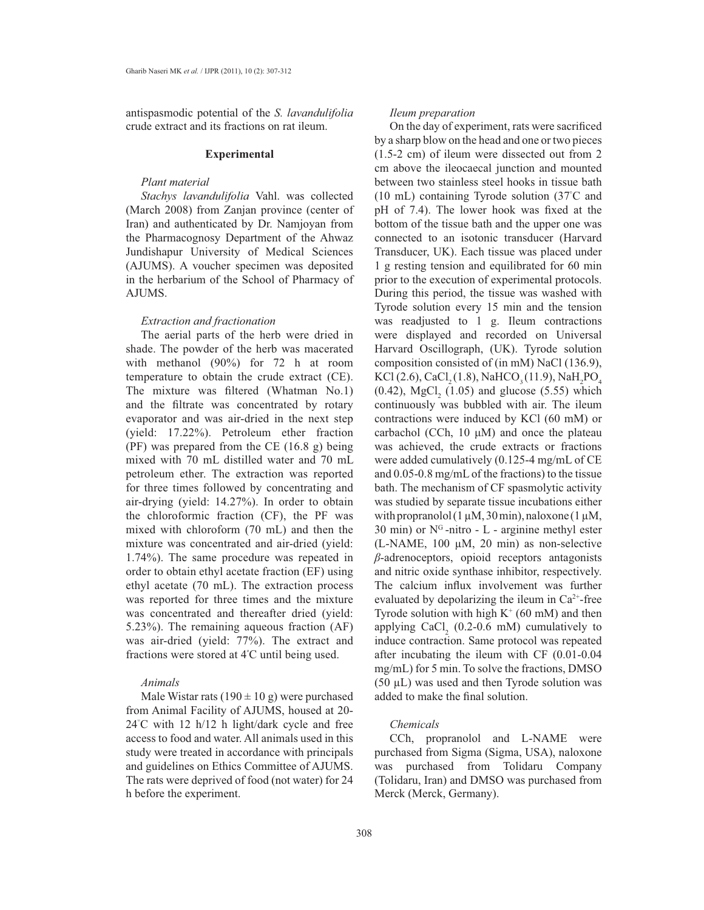antispasmodic potential of the *S. lavandulifolia* crude extract and its fractions on rat ileum.

## Experimental

### *Plant material*

*Stachys lavandulifolia* Vahl. was collected (March 2008) from Zanjan province (center of Iran) and authenticated by Dr. Namjoyan from the Pharmacognosy Department of the Ahwaz Jundishapur University of Medical Sciences (AJUMS). A voucher specimen was deposited in the herbarium of the School of Pharmacy of AJUMS.

### *Extraction and fractionation*

The aerial parts of the herb were dried in shade. The powder of the herb was macerated with methanol (90%) for 72 h at room temperature to obtain the crude extract (CE). The mixture was filtered (Whatman No.1) and the filtrate was concentrated by rotary evaporator and was air-dried in the next step (yield: 17.22%). Petroleum ether fraction (PF) was prepared from the CE (16.8 g) being mixed with 70 mL distilled water and 70 mL petroleum ether. The extraction was reported for three times followed by concentrating and air-drying (yield: 14.27%). In order to obtain the chloroformic fraction (CF), the PF was mixed with chloroform (70 mL) and then the mixture was concentrated and air-dried (yield: 1.74%). The same procedure was repeated in order to obtain ethyl acetate fraction (EF) using ethyl acetate (70 mL). The extraction process was reported for three times and the mixture was concentrated and thereafter dried (yield: 5.23%). The remaining aqueous fraction (AF) was air-dried (yield: 77%). The extract and fractions were stored at 4°C until being used.

### *Animals*

Male Wistar rats (190 ± 10 g) were purchased from Animal Facility of AJUMS, housed at 20-24°C with 12 h/12 h light/dark cycle and free access to food and water. All animals used in this study were treated in accordance with principals and guidelines on Ethics Committee of AJUMS. The rats were deprived of food (not water) for 24 h before the experiment.

### *Ileum preparation*

On the day of experiment, rats were sacrificed by a sharp blow on the head and one or two pieces (1.5-2 cm) of ileum were dissected out from 2 cm above the ileocaecal junction and mounted between two stainless steel hooks in tissue bath (10 mL) containing Tyrode solution (37°C and pH of 7.4). The lower hook was fixed at the bottom of the tissue bath and the upper one was connected to an isotonic transducer (Harvard Transducer, UK). Each tissue was placed under 1 g resting tension and equilibrated for 60 min prior to the execution of experimental protocols. During this period, the tissue was washed with Tyrode solution every 15 min and the tension was readjusted to 1 g. Ileum contractions were displayed and recorded on Universal Harvard Oscillograph, (UK). Tyrode solution composition consisted of (in mM) NaCl (136.9), KCl (2.6), $CaCl_2$ (1.8), $NaHCO_3$ (11.9), $NaH_2PO_4$ (0.42), $MgCl_2$ (1.05) and glucose (5.55) which continuously was bubbled with air. The ileum contractions were induced by KCl (60 mM) or carbachol (CCh, 10 μM) and once the plateau was achieved, the crude extracts or fractions were added cumulatively (0.125-4 mg/mL of CE and 0.05-0.8 mg/mL of the fractions) to the tissue bath. The mechanism of CF spasmolytic activity was studied by separate tissue incubations either with propranolol (1 μM, 30 min), naloxone (1 μM, 30 min) or $N^G$-nitro - L - arginine methyl ester (L-NAME, 100 μM, 20 min) as non-selective *β*-adrenoceptors, opioid receptors antagonists and nitric oxide synthase inhibitor, respectively. The calcium influx involvement was further evaluated by depolarizing the ileum in $Ca^{2+}$-free Tyrode solution with high $K^+$ (60 mM) and then applying $CaCl_2$ (0.2-0.6 mM) cumulatively to induce contraction. Same protocol was repeated after incubating the ileum with CF (0.01-0.04 mg/mL) for 5 min. To solve the fractions, DMSO (50 μL) was used and then Tyrode solution was added to make the final solution.

### *Chemicals*

CCh, propranolol and L-NAME were purchased from Sigma (Sigma, USA), naloxone was purchased from Tolidaru Company (Tolidaru, Iran) and DMSO was purchased from Merck (Merck, Germany).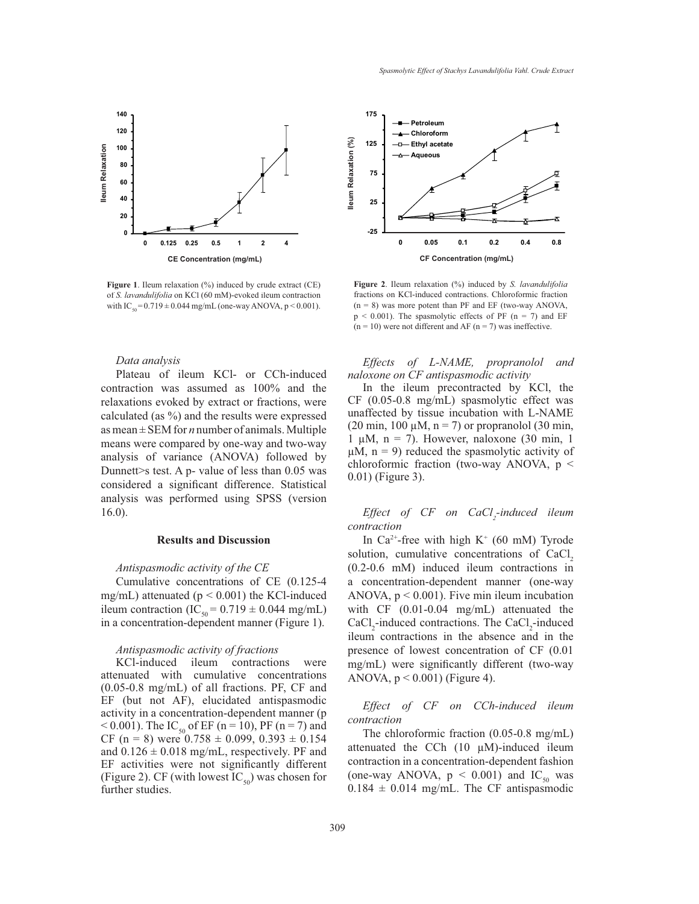Figure 1. Ileum relaxation (%) induced by crude extract (CE) of *S. lavandulifolia* on KCl (60 mM)-evoked ileum contraction with $IC_{50} = 0.719 \pm 0.044$ mg/mL (one-way ANOVA, $p < 0.001$).

Figure 2. Ileum relaxation (%) induced by *S. lavandulifolia* fractions on KCl-induced contractions. Chloroformic fraction (n = 8) was more potent than PF and EF (two-way ANOVA, $p < 0.001$). The spasmolytic effects of PF (n = 7) and EF (n = 10) were not different and AF (n = 7) was ineffective.

*Data analysis*

Plateau of ileum KCl- or CCh-induced contraction was assumed as 100% and the relaxations evoked by extract or fractions, were calculated (as %) and the results were expressed as mean ± SEM for *n* number of animals. Multiple means were compared by one-way and two-way analysis of variance (ANOVA) followed by Dunnett>s test. A p- value of less than 0.05 was considered a significant difference. Statistical analysis was performed using SPSS (version 16.0).

## Results and Discussion

*Antispasmodic activity of the CE*

Cumulative concentrations of CE (0.125-4 mg/mL) attenuated ($p < 0.001$) the KCl-induced ileum contraction ($IC_{50} = 0.719 \pm 0.044$ mg/mL) in a concentration-dependent manner (Figure 1).

*Antispasmodic activity of fractions*

KCl-induced ileum contractions were attenuated with cumulative concentrations (0.05-0.8 mg/mL) of all fractions. PF, CF and EF (but not AF), elucidated antispasmodic activity in a concentration-dependent manner ($p < 0.001$). The $IC_{50}$ of EF (n = 10), PF (n = 7) and CF (n = 8) were 0.758 ± 0.099, 0.393 ± 0.154 and 0.126 ± 0.018 mg/mL, respectively. PF and EF activities were not significantly different (Figure 2). CF (with lowest $IC_{50}$) was chosen for further studies.

*Effects of L-NAME, propranolol and naloxone on CF antispasmodic activity*

In the ileum precontracted by KCl, the CF (0.05-0.8 mg/mL) spasmolytic effect was unaffected by tissue incubation with L-NAME (20 min, 100 μM, n = 7) or propranolol (30 min, 1 μM, n = 7). However, naloxone (30 min, 1 μM, n = 9) reduced the spasmolytic activity of chloroformic fraction (two-way ANOVA, $p < 0.01$) (Figure 3).

*Effect of CF on $CaCl_2$-induced ileum contraction*

In $Ca^{2+}$-free with high $K^+$ (60 mM) Tyrode solution, cumulative concentrations of $CaCl_2$ (0.2-0.6 mM) induced ileum contractions in a concentration-dependent manner (one-way ANOVA, $p < 0.001$). Five min ileum incubation with CF (0.01-0.04 mg/mL) attenuated the $CaCl_2$-induced contractions. The $CaCl_2$-induced ileum contractions in the absence and in the presence of lowest concentration of CF (0.01 mg/mL) were significantly different (two-way ANOVA, $p < 0.001$) (Figure 4).

*Effect of CF on CCh-induced ileum contraction*

The chloroformic fraction (0.05-0.8 mg/mL) attenuated the CCh (10 μM)-induced ileum contraction in a concentration-dependent fashion (one-way ANOVA, $p < 0.001$) and $IC_{50}$ was 0.184 ± 0.014 mg/mL. The CF antispasmodic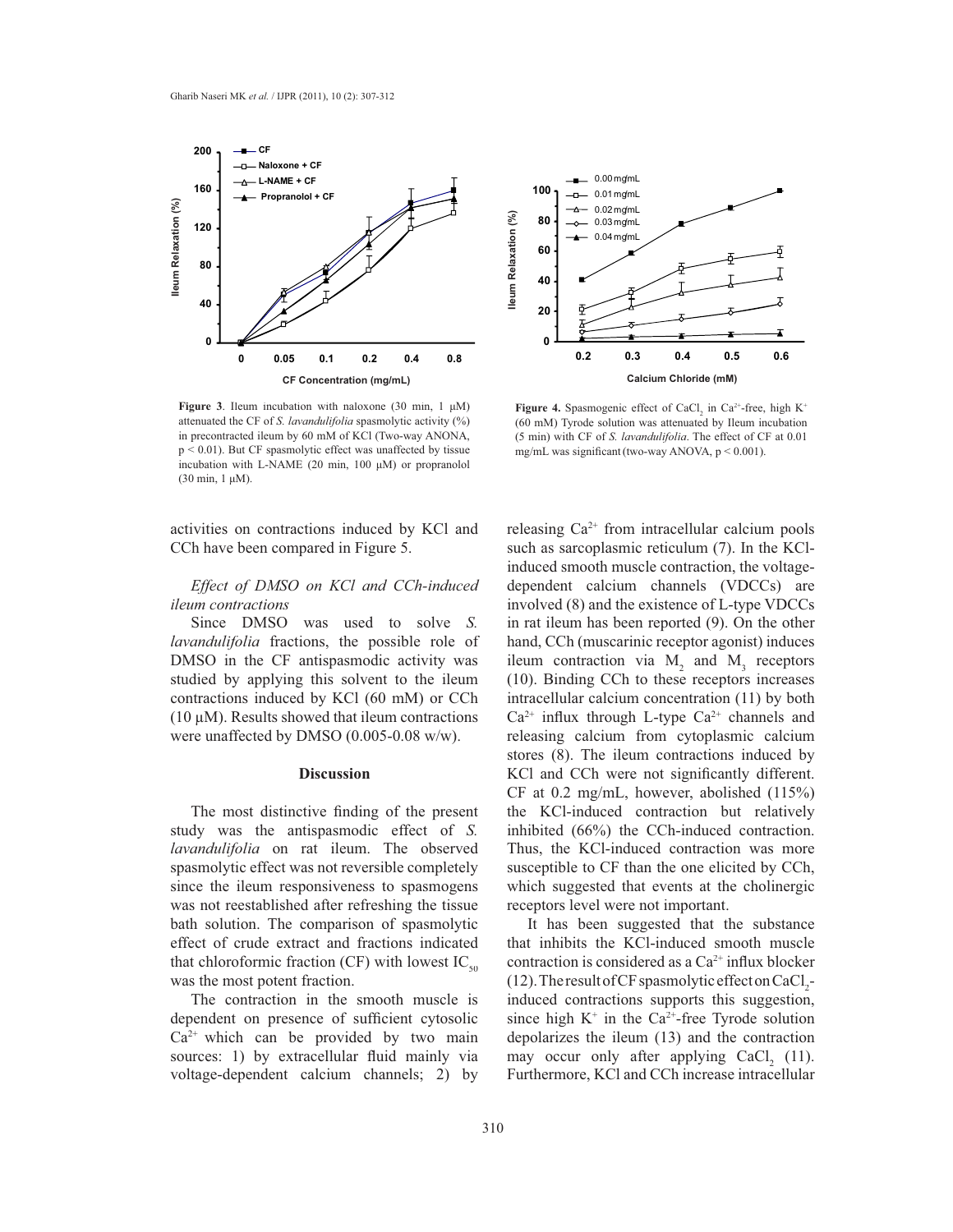**Figure 3**. Ileum incubation with naloxone (30 min, 1 μM) attenuated the CF of *S. lavandulifolia* spasmolytic activity (%) in precontracted ileum by 60 mM of KCl (Two-way ANONA, $p < 0.01$). But CF spasmolytic effect was unaffected by tissue incubation with L-NAME (20 min, 100 μM) or propranolol (30 min, 1 μM).

**Figure 4.** Spasmogenic effect of $CaCl_2$ in $Ca^{2+}$-free, high $K^+$ (60 mM) Tyrode solution was attenuated by Ileum incubation (5 min) with CF of *S. lavandulifolia*. The effect of CF at 0.01 mg/mL was significant (two-way ANOVA, $p < 0.001$).

activities on contractions induced by KCl and CCh have been compared in Figure 5.

*Effect of DMSO on KCl and CCh-induced ileum contractions*

Since DMSO was used to solve *S. lavandulifolia* fractions, the possible role of DMSO in the CF antispasmodic activity was studied by applying this solvent to the ileum contractions induced by KCl (60 mM) or CCh (10 μM). Results showed that ileum contractions were unaffected by DMSO (0.005-0.08 w/w).

## Discussion

The most distinctive finding of the present study was the antispasmodic effect of *S. lavandulifolia* on rat ileum. The observed spasmolytic effect was not reversible completely since the ileum responsiveness to spasmogens was not reestablished after refreshing the tissue bath solution. The comparison of spasmolytic effect of crude extract and fractions indicated that chloroformic fraction (CF) with lowest $IC_{50}$ was the most potent fraction.

The contraction in the smooth muscle is dependent on presence of sufficient cytosolic $Ca^{2+}$ which can be provided by two main sources: 1) by extracellular fluid mainly via voltage-dependent calcium channels; 2) by releasing $Ca^{2+}$ from intracellular calcium pools such as sarcoplasmic reticulum (7). In the KCl-induced smooth muscle contraction, the voltage-dependent calcium channels (VDCCs) are involved (8) and the existence of L-type VDCCs in rat ileum has been reported (9). On the other hand, CCh (muscarinic receptor agonist) induces ileum contraction via $M_2$ and $M_3$ receptors (10). Binding CCh to these receptors increases intracellular calcium concentration (11) by both $Ca^{2+}$ influx through L-type $Ca^{2+}$ channels and releasing calcium from cytoplasmic calcium stores (8). The ileum contractions induced by KCl and CCh were not significantly different. CF at 0.2 mg/mL, however, abolished (115%) the KCl-induced contraction but relatively inhibited (66%) the CCh-induced contraction. Thus, the KCl-induced contraction was more susceptible to CF than the one elicited by CCh, which suggested that events at the cholinergic receptors level were not important.

It has been suggested that the substance that inhibits the KCl-induced smooth muscle contraction is considered as a $Ca^{2+}$ influx blocker (12). The result of CF spasmolytic effect on $CaCl_2$-induced contractions supports this suggestion, since high $K^+$ in the $Ca^{2+}$-free Tyrode solution depolarizes the ileum (13) and the contraction may occur only after applying $CaCl_2$ (11). Furthermore, KCl and CCh increase intracellular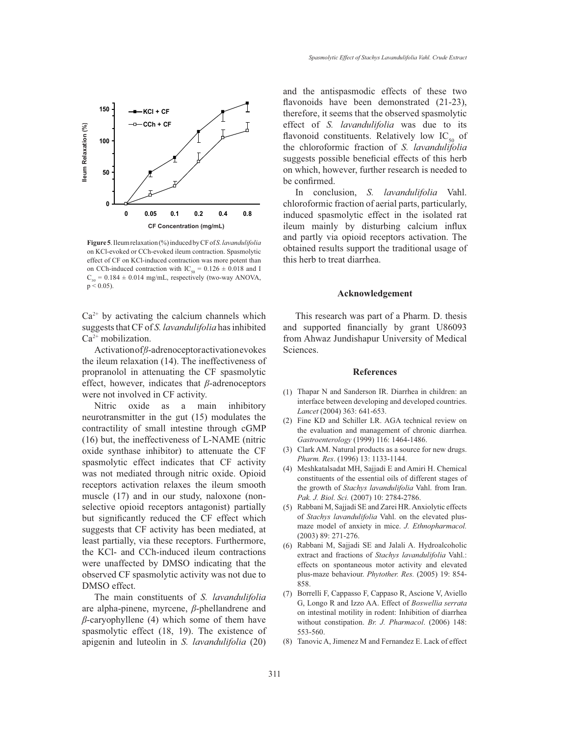**Figure 5**. Ileum relaxation (%) induced by CF of *S. lavandulifolia* on KCl-evoked or CCh-evoked ileum contraction. Spasmolytic effect of CF on KCl-induced contraction was more potent than on CCh-induced contraction with $IC_{50}$ = 0.126 ± 0.018 and $IC_{50}$ = 0.184 ± 0.014 mg/mL, respectively (two-way ANOVA, $p < 0.05$).

$Ca^{2+}$ by activating the calcium channels which suggests that CF of *S. lavandulifolia* has inhibited $Ca^{2+}$ mobilization.

Activation of *β*-adrenoceptor activation evokes the ileum relaxation (14). The ineffectiveness of propranolol in attenuating the CF spasmolytic effect, however, indicates that *β*-adrenoceptors were not involved in CF activity.

Nitric oxide as a main inhibitory neurotransmitter in the gut (15) modulates the contractility of small intestine through cGMP (16) but, the ineffectiveness of L-NAME (nitric oxide synthase inhibitor) to attenuate the CF spasmolytic effect indicates that CF activity was not mediated through nitric oxide. Opioid receptors activation relaxes the ileum smooth muscle (17) and in our study, naloxone (non-selective opioid receptors antagonist) partially but significantly reduced the CF effect which suggests that CF activity has been mediated, at least partially, via these receptors. Furthermore, the KCl- and CCh-induced ileum contractions were unaffected by DMSO indicating that the observed CF spasmolytic activity was not due to DMSO effect.

The main constituents of *S. lavandulifolia* are alpha-pinene, myrcene, *β*-phellandrene and *β*-caryophyllene (4) which some of them have spasmolytic effect (18, 19). The existence of apigenin and luteolin in *S. lavandulifolia* (20) and the antispasmodic effects of these two flavonoids have been demonstrated (21-23), therefore, it seems that the observed spasmolytic effect of *S. lavandulifolia* was due to its flavonoid constituents. Relatively low $IC_{50}$ of the chloroformic fraction of *S. lavandulifolia* suggests possible beneficial effects of this herb on which, however, further research is needed to be confirmed.

In conclusion, *S. lavandulifolia* Vahl. chloroformic fraction of aerial parts, particularly, induced spasmolytic effect in the isolated rat ileum mainly by disturbing calcium influx and partly via opioid receptors activation. The obtained results support the traditional usage of this herb to treat diarrhea.

## Acknowledgement

This research was part of a Pharm. D. thesis and supported financially by grant U86093 from Ahwaz Jundishapur University of Medical Sciences.

## References

(1) Thapar N and Sanderson IR. Diarrhea in children: an interface between developing and developed countries. *Lancet* (2004) 363: 641-653.

(2) Fine KD and Schiller LR. AGA technical review on the evaluation and management of chronic diarrhea. *Gastroenterology* (1999) 116: 1464-1486.

(3) Clark AM. Natural products as a source for new drugs. *Pharm. Res*. (1996) 13: 1133-1144.

(4) Meshkatalsadat MH, Sajjadi E and Amiri H. Chemical constituents of the essential oils of different stages of the growth of *Stachys lavandulifolia* Vahl. from Iran. *Pak. J. Biol. Sci.* (2007) 10: 2784-2786.

(5) Rabbani M, Sajjadi SE and Zarei HR. Anxiolytic effects of *Stachys lavandulifolia* Vahl. on the elevated plus-maze model of anxiety in mice. *J. Ethnopharmacol.* (2003) 89: 271-276.

(6) Rabbani M, Sajjadi SE and Jalali A. Hydroalcoholic extract and fractions of *Stachys lavandulifolia* Vahl.: effects on spontaneous motor activity and elevated plus-maze behaviour. *Phytother. Res.* (2005) 19: 854-858.

(7) Borrelli F, Cappasso F, Cappaso R, Ascione V, Aviello G, Longo R and Izzo AA. Effect of *Boswellia serrata* on intestinal motility in rodent: Inhibition of diarrhea without constipation. *Br. J. Pharmacol*. (2006) 148: 553-560.

(8) Tanovic A, Jimenez M and Fernandez E. Lack of effect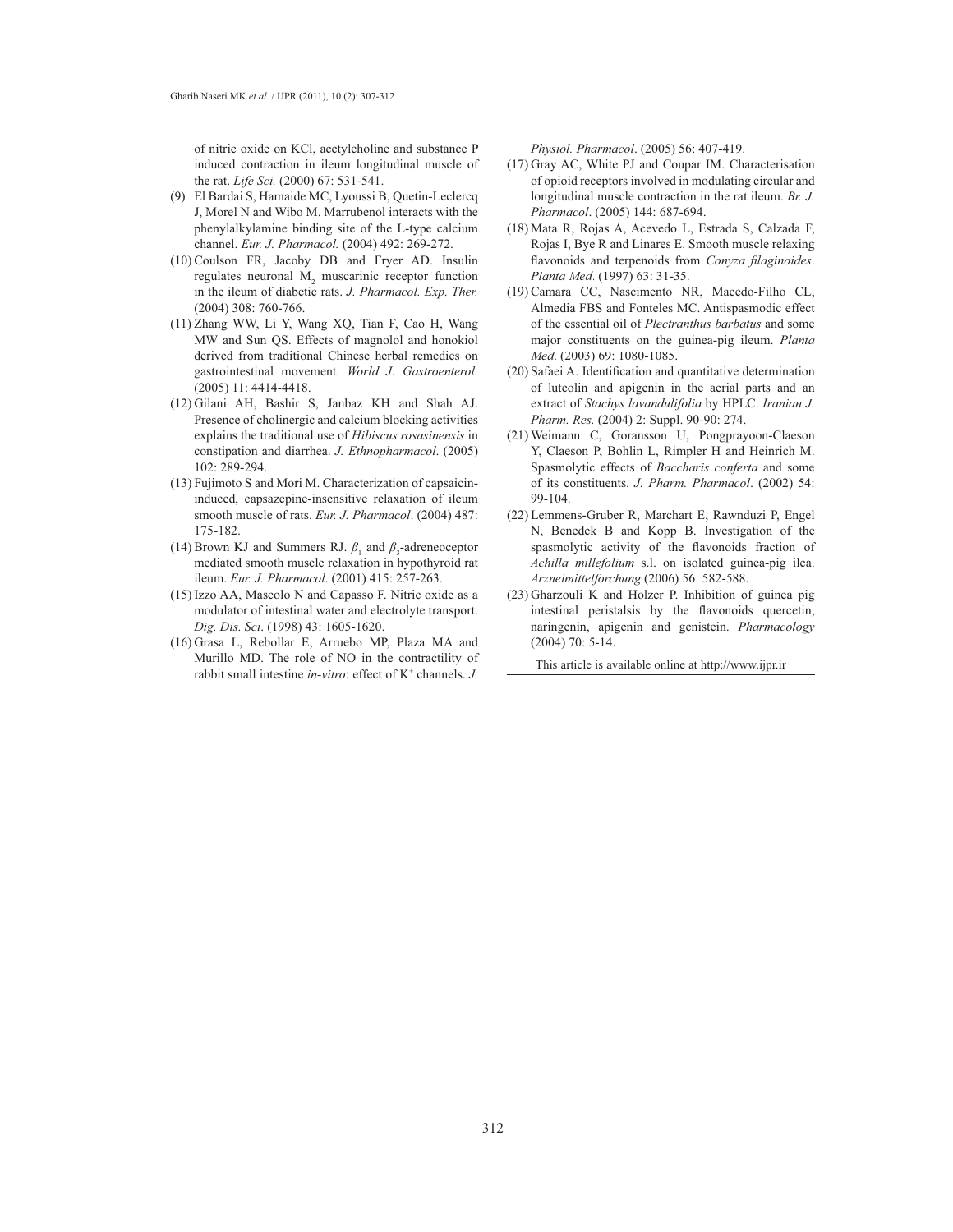of nitric oxide on KCl, acetylcholine and substance P induced contraction in ileum longitudinal muscle of the rat. *Life Sci.* (2000) 67: 531-541.

(9) El Bardai S, Hamaide MC, Lyoussi B, Quetin-Leclercq J, Morel N and Wibo M. Marrubenol interacts with the phenylalkylamine binding site of the L-type calcium channel. *Eur. J. Pharmacol.* (2004) 492: 269-272.

(10) Coulson FR, Jacoby DB and Fryer AD. Insulin regulates neuronal $M_2$ muscarinic receptor function in the ileum of diabetic rats. *J. Pharmacol. Exp. Ther.* (2004) 308: 760-766.

(11) Zhang WW, Li Y, Wang XQ, Tian F, Cao H, Wang MW and Sun QS. Effects of magnolol and honokiol derived from traditional Chinese herbal remedies on gastrointestinal movement. *World J. Gastroenterol.* (2005) 11: 4414-4418.

(12) Gilani AH, Bashir S, Janbaz KH and Shah AJ. Presence of cholinergic and calcium blocking activities explains the traditional use of *Hibiscus rosasinensis* in constipation and diarrhea. *J. Ethnopharmacol*. (2005) 102: 289-294.

(13) Fujimoto S and Mori M. Characterization of capsaicin-induced, capsazepine-insensitive relaxation of ileum smooth muscle of rats. *Eur. J. Pharmacol*. (2004) 487: 175-182.

(14) Brown KJ and Summers RJ. $\beta_1$ and $\beta_3$-adreneoceptor mediated smooth muscle relaxation in hypothyroid rat ileum. *Eur. J. Pharmacol*. (2001) 415: 257-263.

(15) Izzo AA, Mascolo N and Capasso F. Nitric oxide as a modulator of intestinal water and electrolyte transport. *Dig. Dis. Sci*. (1998) 43: 1605-1620.

(16) Grasa L, Rebollar E, Arruebo MP, Plaza MA and Murillo MD. The role of NO in the contractility of rabbit small intestine *in-vitro*: effect of $K^+$ channels. *J. Physiol. Pharmacol*. (2005) 56: 407-419.

(17) Gray AC, White PJ and Coupar IM. Characterisation of opioid receptors involved in modulating circular and longitudinal muscle contraction in the rat ileum. *Br. J. Pharmacol*. (2005) 144: 687-694.

(18) Mata R, Rojas A, Acevedo L, Estrada S, Calzada F, Rojas I, Bye R and Linares E. Smooth muscle relaxing flavonoids and terpenoids from *Conyza filaginoides*. *Planta Med*. (1997) 63: 31-35.

(19) Camara CC, Nascimento NR, Macedo-Filho CL, Almedia FBS and Fonteles MC. Antispasmodic effect of the essential oil of *Plectranthus barbatus* and some major constituents on the guinea-pig ileum. *Planta Med.* (2003) 69: 1080-1085.

(20) Safaei A. Identification and quantitative determination of luteolin and apigenin in the aerial parts and an extract of *Stachys lavandulifolia* by HPLC. *Iranian J. Pharm. Res.* (2004) 2: Suppl. 90-90: 274.

(21) Weimann C, Goransson U, Pongprayoon-Claeson Y, Claeson P, Bohlin L, Rimpler H and Heinrich M. Spasmolytic effects of *Baccharis conferta* and some of its constituents. *J. Pharm. Pharmacol*. (2002) 54: 99-104.

(22) Lemmens-Gruber R, Marchart E, Rawnduzi P, Engel N, Benedek B and Kopp B. Investigation of the spasmolytic activity of the flavonoids fraction of *Achilla millefolium* s.l. on isolated guinea-pig ilea. *Arzneimittelforchung* (2006) 56: 582-588.

(23) Gharzouli K and Holzer P. Inhibition of guinea pig intestinal peristalsis by the flavonoids quercetin, naringenin, apigenin and genistein. *Pharmacology* (2004) 70: 5-14.

This article is available online at http://www.ijpr.ir